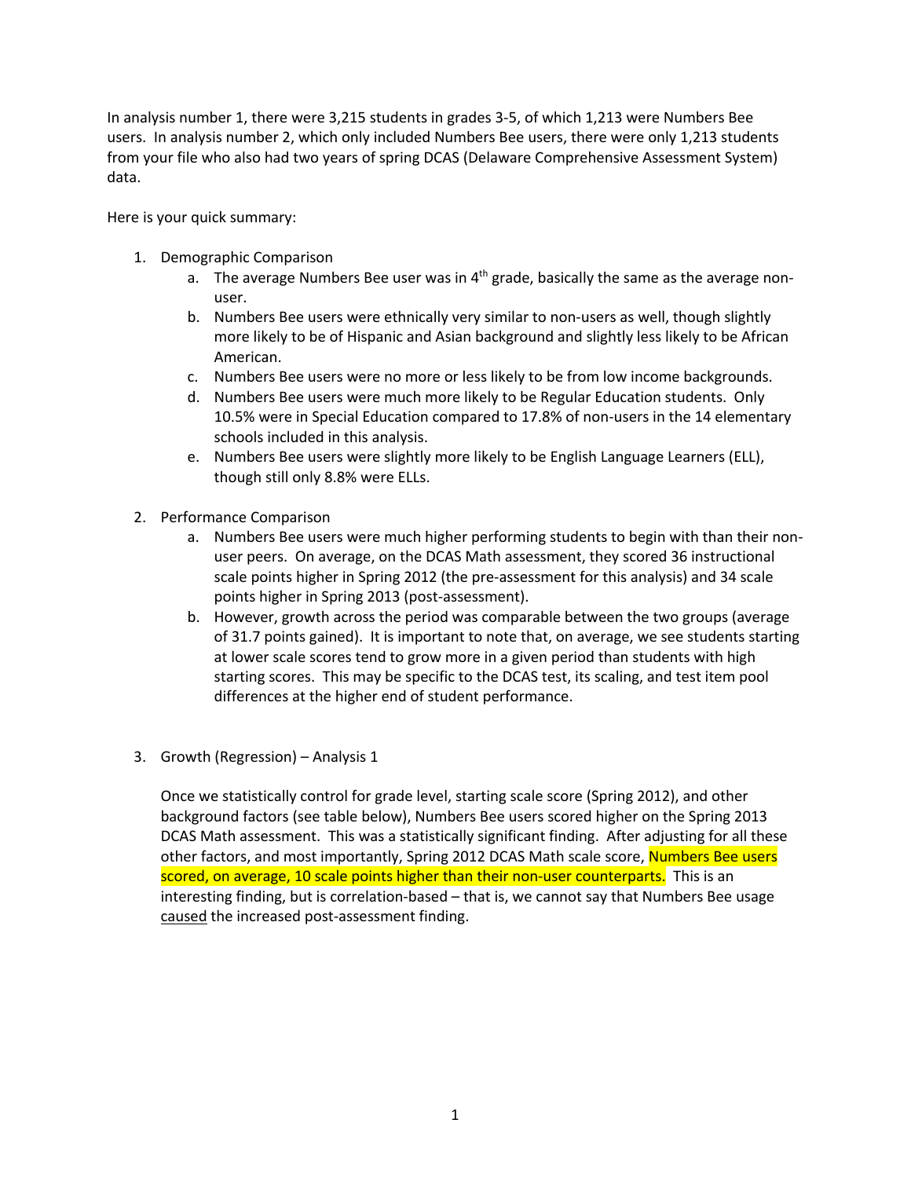In analysis number 1, there were 3,215 students in grades 3-5, of which 1,213 were Numbers Bee users. In analysis number 2, which only included Numbers Bee users, there were only 1,213 students from your file who also had two years of spring DCAS (Delaware Comprehensive Assessment System) data.

Here is your quick summary:

1. Demographic Comparison
   a. The average Numbers Bee user was in 4th grade, basically the same as the average non-user.
   b. Numbers Bee users were ethnically very similar to non-users as well, though slightly more likely to be of Hispanic and Asian background and slightly less likely to be African American.
   c. Numbers Bee users were no more or less likely to be from low income backgrounds.
   d. Numbers Bee users were much more likely to be Regular Education students. Only 10.5% were in Special Education compared to 17.8% of non-users in the 14 elementary schools included in this analysis.
   e. Numbers Bee users were slightly more likely to be English Language Learners (ELL), though still only 8.8% were ELLs.

2. Performance Comparison
   a. Numbers Bee users were much higher performing students to begin with than their non-user peers. On average, on the DCAS Math assessment, they scored 36 instructional scale points higher in Spring 2012 (the pre-assessment for this analysis) and 34 scale points higher in Spring 2013 (post-assessment).
   b. However, growth across the period was comparable between the two groups (average of 31.7 points gained). It is important to note that, on average, we see students starting at lower scale scores tend to grow more in a given period than students with high starting scores. This may be specific to the DCAS test, its scaling, and test item pool differences at the higher end of student performance.

3. Growth (Regression) – Analysis 1

   Once we statistically control for grade level, starting scale score (Spring 2012), and other background factors (see table below), Numbers Bee users scored higher on the Spring 2013 DCAS Math assessment. This was a statistically significant finding. After adjusting for all these other factors, and most importantly, Spring 2012 DCAS Math scale score, Numbers Bee users scored, on average, 10 scale points higher than their non-user counterparts. This is an interesting finding, but is correlation-based – that is, we cannot say that Numbers Bee usage caused the increased post-assessment finding.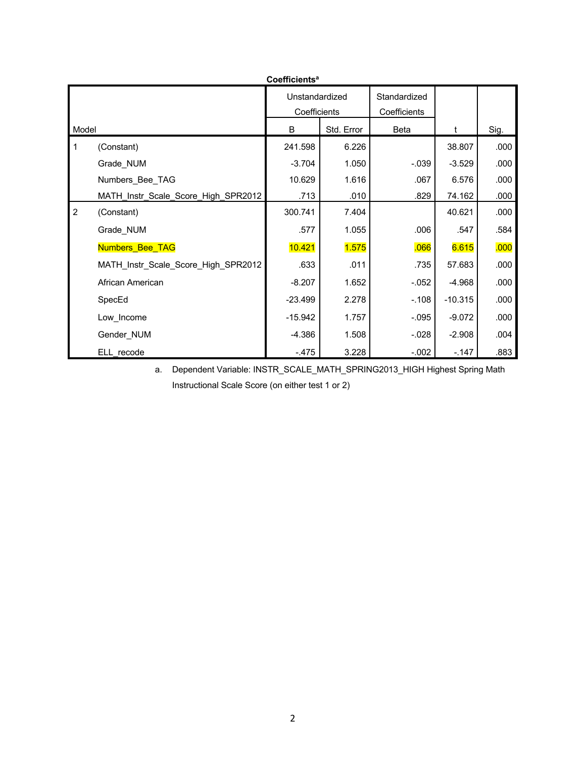**Coefficients[a]**

| Model | | Unstandardized Coefficients | | Standardized Coefficients | t | Sig. |
|---|---|---|---|---|---|---|
| | | B | Std. Error | Beta | | |
| 1 | (Constant) | 241.598 | 6.226 | | 38.807 | .000 |
| | Grade_NUM | -3.704 | 1.050 | -.039 | -3.529 | .000 |
| | Numbers_Bee_TAG | 10.629 | 1.616 | .067 | 6.576 | .000 |
| | MATH_Instr_Scale_Score_High_SPR2012 | .713 | .010 | .829 | 74.162 | .000 |
| 2 | (Constant) | 300.741 | 7.404 | | 40.621 | .000 |
| | Grade_NUM | .577 | 1.055 | .006 | .547 | .584 |
| | Numbers_Bee_TAG | 10.421 | 1.575 | .066 | 6.615 | .000 |
| | MATH_Instr_Scale_Score_High_SPR2012 | .633 | .011 | .735 | 57.683 | .000 |
| | African American | -8.207 | 1.652 | -.052 | -4.968 | .000 |
| | SpecEd | -23.499 | 2.278 | -.108 | -10.315 | .000 |
| | Low_Income | -15.942 | 1.757 | -.095 | -9.072 | .000 |
| | Gender_NUM | -4.386 | 1.508 | -.028 | -2.908 | .004 |
| | ELL_recode | -.475 | 3.228 | -.002 | -.147 | .883 |

a. Dependent Variable: INSTR_SCALE_MATH_SPRING2013_HIGH Highest Spring Math Instructional Scale Score (on either test 1 or 2)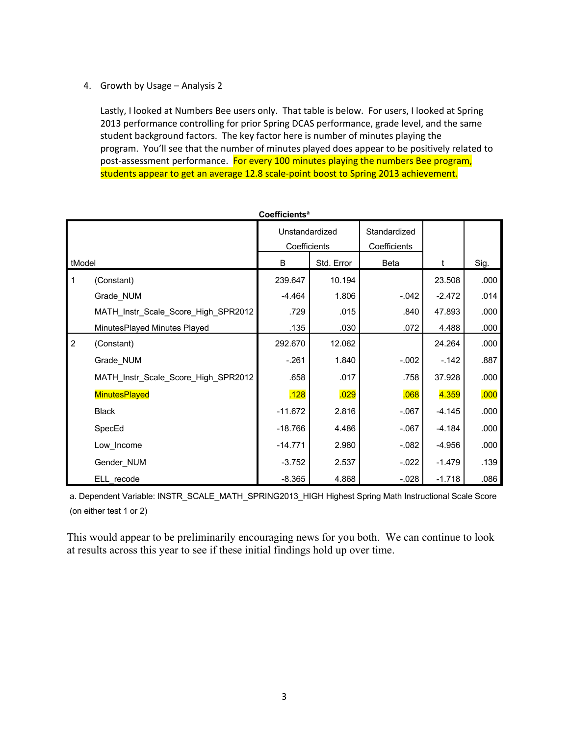4. Growth by Usage – Analysis 2

   Lastly, I looked at Numbers Bee users only. That table is below. For users, I looked at Spring 2013 performance controlling for prior Spring DCAS performance, grade level, and the same student background factors. The key factor here is number of minutes playing the program. You'll see that the number of minutes played does appear to be positively related to post-assessment performance. For every 100 minutes playing the numbers Bee program, students appear to get an average 12.8 scale-point boost to Spring 2013 achievement.

**Coefficients[a]**

| tModel | | Unstandardized Coefficients | | Standardized Coefficients | t | Sig. |
|---|---|---|---|---|---|---|
| | | B | Std. Error | Beta | | |
| 1 | (Constant) | 239.647 | 10.194 | | 23.508 | .000 |
| | Grade_NUM | -4.464 | 1.806 | -.042 | -2.472 | .014 |
| | MATH_Instr_Scale_Score_High_SPR2012 | .729 | .015 | .840 | 47.893 | .000 |
| | MinutesPlayed Minutes Played | .135 | .030 | .072 | 4.488 | .000 |
| 2 | (Constant) | 292.670 | 12.062 | | 24.264 | .000 |
| | Grade_NUM | -.261 | 1.840 | -.002 | -.142 | .887 |
| | MATH_Instr_Scale_Score_High_SPR2012 | .658 | .017 | .758 | 37.928 | .000 |
| | MinutesPlayed | .128 | .029 | .068 | 4.359 | .000 |
| | Black | -11.672 | 2.816 | -.067 | -4.145 | .000 |
| | SpecEd | -18.766 | 4.486 | -.067 | -4.184 | .000 |
| | Low_Income | -14.771 | 2.980 | -.082 | -4.956 | .000 |
| | Gender_NUM | -3.752 | 2.537 | -.022 | -1.479 | .139 |
| | ELL_recode | -8.365 | 4.868 | -.028 | -1.718 | .086 |

a. Dependent Variable: INSTR_SCALE_MATH_SPRING2013_HIGH Highest Spring Math Instructional Scale Score (on either test 1 or 2)

This would appear to be preliminarily encouraging news for you both. We can continue to look at results across this year to see if these initial findings hold up over time.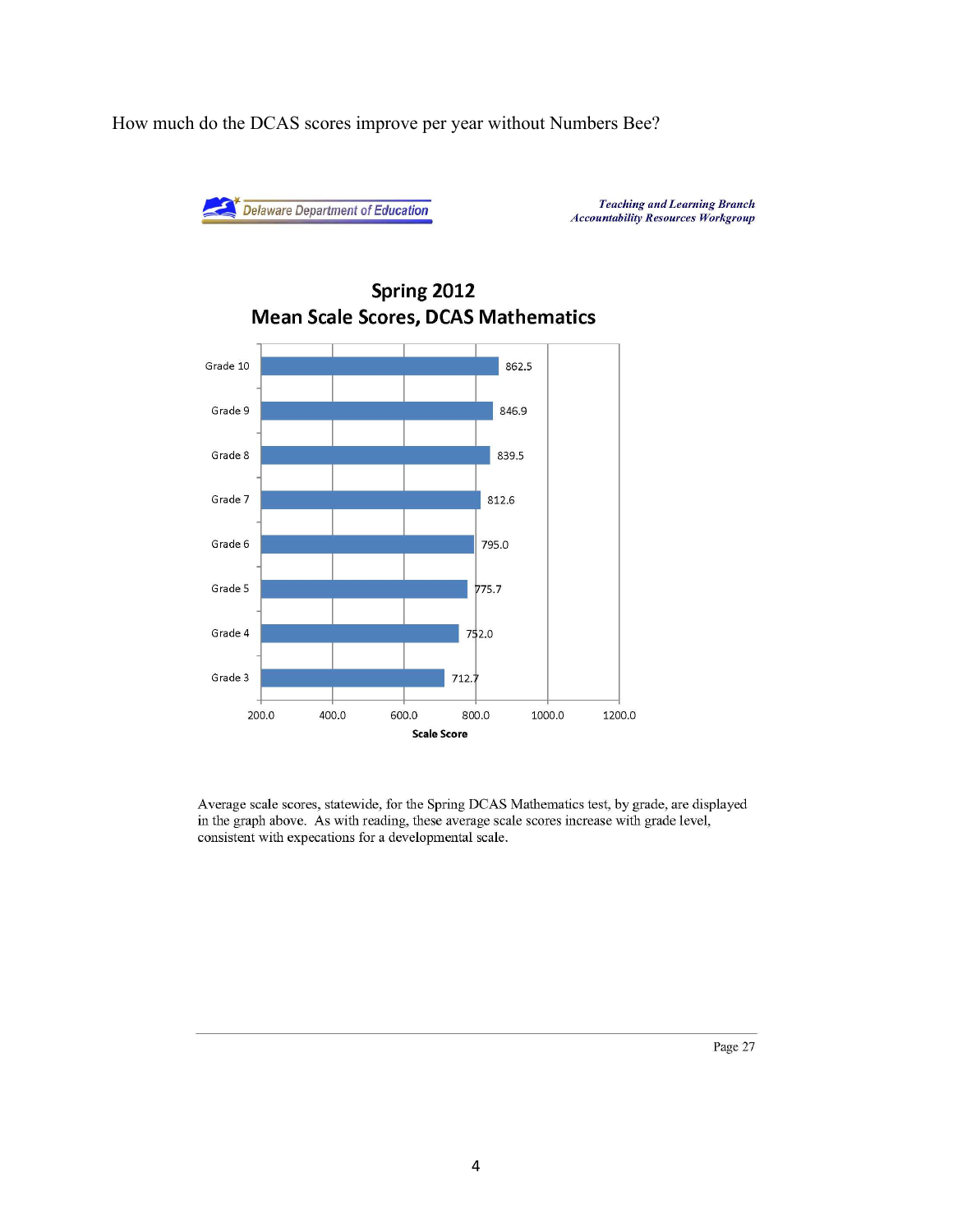How much do the DCAS scores improve per year without Numbers Bee?

Delaware Department of Education

*Teaching and Learning Branch*
*Accountability Resources Workgroup*

**Spring 2012**
**Mean Scale Scores, DCAS Mathematics**

Grade 10
862.5
Grade 9
846.9
Grade 8
839.5
Grade 7
812.6
Grade 6
795.0
Grade 5
775.7
Grade 4
752.0
Grade 3
712.7

200.0
400.0
600.0
800.0
1000.0
1200.0

Scale Score

Average scale scores, statewide, for the Spring DCAS Mathematics test, by grade, are displayed in the graph above. As with reading, these average scale scores increase with grade level, consistent with expecations for a developmental scale.

Page 27